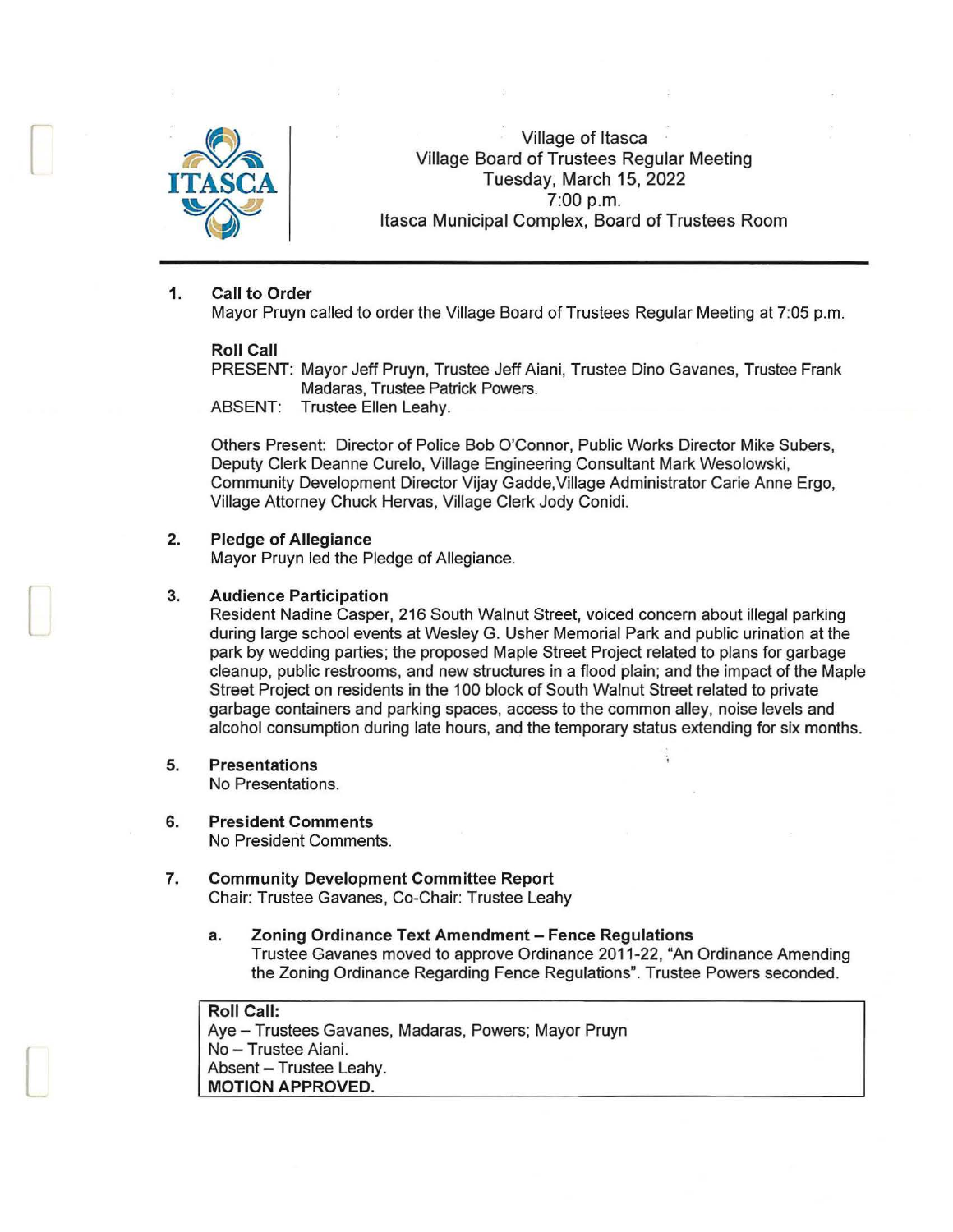Village of Itasca
Village Board of Trustees Regular Meeting
Tuesday, March 15, 2022
7:00 p.m.
Itasca Municipal Complex, Board of Trustees Room

---

**1. Call to Order**

Mayor Pruyn called to order the Village Board of Trustees Regular Meeting at 7:05 p.m.

**Roll Call**

PRESENT: Mayor Jeff Pruyn, Trustee Jeff Aiani, Trustee Dino Gavanes, Trustee Frank Madaras, Trustee Patrick Powers.
ABSENT: Trustee Ellen Leahy.

Others Present: Director of Police Bob O'Connor, Public Works Director Mike Subers, Deputy Clerk Deanne Curelo, Village Engineering Consultant Mark Wesolowski, Community Development Director Vijay Gadde,Village Administrator Carie Anne Ergo, Village Attorney Chuck Hervas, Village Clerk Jody Conidi.

**2. Pledge of Allegiance**

Mayor Pruyn led the Pledge of Allegiance.

**3. Audience Participation**

Resident Nadine Casper, 216 South Walnut Street, voiced concern about illegal parking during large school events at Wesley G. Usher Memorial Park and public urination at the park by wedding parties; the proposed Maple Street Project related to plans for garbage cleanup, public restrooms, and new structures in a flood plain; and the impact of the Maple Street Project on residents in the 100 block of South Walnut Street related to private garbage containers and parking spaces, access to the common alley, noise levels and alcohol consumption during late hours, and the temporary status extending for six months.

**5. Presentations**

No Presentations.

**6. President Comments**

No President Comments.

**7. Community Development Committee Report**

Chair: Trustee Gavanes, Co-Chair: Trustee Leahy

**a. Zoning Ordinance Text Amendment – Fence Regulations**

Trustee Gavanes moved to approve Ordinance 2011-22, "An Ordinance Amending the Zoning Ordinance Regarding Fence Regulations". Trustee Powers seconded.

**Roll Call:**
Aye – Trustees Gavanes, Madaras, Powers; Mayor Pruyn
No – Trustee Aiani.
Absent – Trustee Leahy.
**MOTION APPROVED.**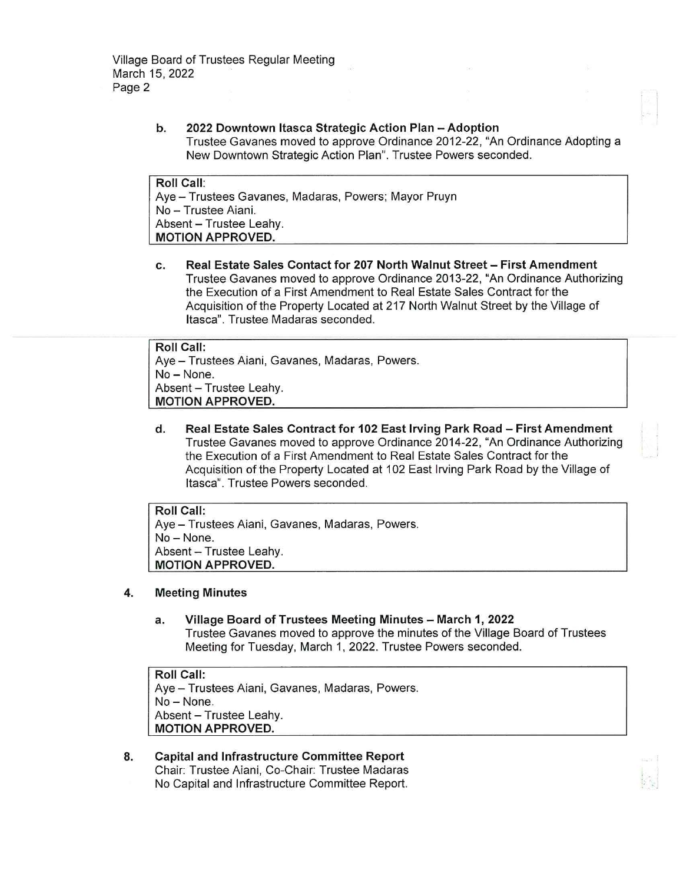**b. 2022 Downtown Itasca Strategic Action Plan – Adoption**
Trustee Gavanes moved to approve Ordinance 2012-22, "An Ordinance Adopting a New Downtown Strategic Action Plan". Trustee Powers seconded.

**Roll Call:**
Aye – Trustees Gavanes, Madaras, Powers; Mayor Pruyn
No – Trustee Aiani.
Absent – Trustee Leahy.
**MOTION APPROVED.**

**c. Real Estate Sales Contact for 207 North Walnut Street – First Amendment**
Trustee Gavanes moved to approve Ordinance 2013-22, "An Ordinance Authorizing the Execution of a First Amendment to Real Estate Sales Contract for the Acquisition of the Property Located at 217 North Walnut Street by the Village of Itasca". Trustee Madaras seconded.

**Roll Call:**
Aye – Trustees Aiani, Gavanes, Madaras, Powers.
No – None.
Absent – Trustee Leahy.
**MOTION APPROVED.**

**d. Real Estate Sales Contract for 102 East Irving Park Road – First Amendment**
Trustee Gavanes moved to approve Ordinance 2014-22, "An Ordinance Authorizing the Execution of a First Amendment to Real Estate Sales Contract for the Acquisition of the Property Located at 102 East Irving Park Road by the Village of Itasca". Trustee Powers seconded.

**Roll Call:**
Aye – Trustees Aiani, Gavanes, Madaras, Powers.
No – None.
Absent – Trustee Leahy.
**MOTION APPROVED.**

## 4. Meeting Minutes

**a. Village Board of Trustees Meeting Minutes – March 1, 2022**
Trustee Gavanes moved to approve the minutes of the Village Board of Trustees Meeting for Tuesday, March 1, 2022. Trustee Powers seconded.

**Roll Call:**
Aye – Trustees Aiani, Gavanes, Madaras, Powers.
No – None.
Absent – Trustee Leahy.
**MOTION APPROVED.**

## 8. Capital and Infrastructure Committee Report

Chair: Trustee Aiani, Co-Chair: Trustee Madaras
No Capital and Infrastructure Committee Report.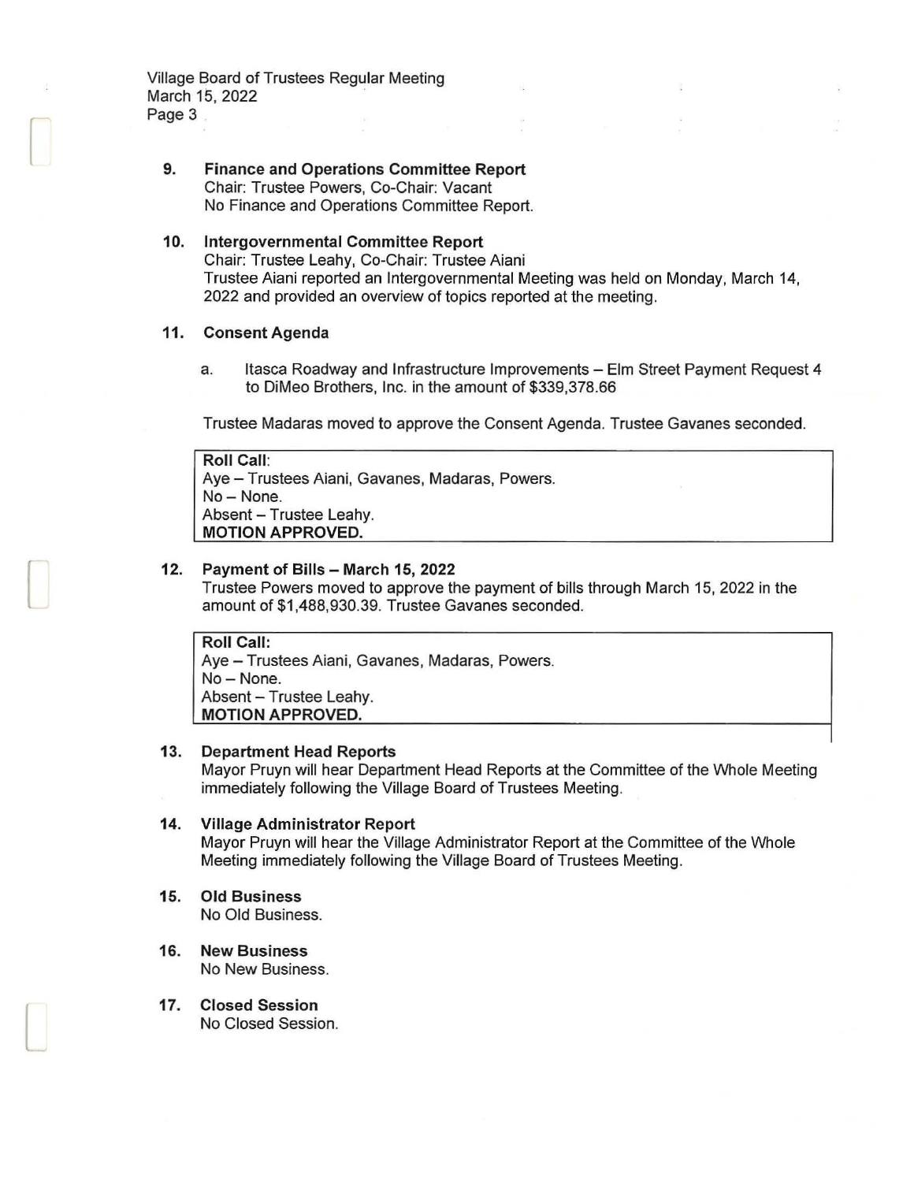**9. Finance and Operations Committee Report**
Chair: Trustee Powers, Co-Chair: Vacant
No Finance and Operations Committee Report.

**10. Intergovernmental Committee Report**
Chair: Trustee Leahy, Co-Chair: Trustee Aiani
Trustee Aiani reported an Intergovernmental Meeting was held on Monday, March 14, 2022 and provided an overview of topics reported at the meeting.

**11. Consent Agenda**

a. Itasca Roadway and Infrastructure Improvements – Elm Street Payment Request 4 to DiMeo Brothers, Inc. in the amount of $339,378.66

Trustee Madaras moved to approve the Consent Agenda. Trustee Gavanes seconded.

**Roll Call**:
Aye – Trustees Aiani, Gavanes, Madaras, Powers.
No – None.
Absent – Trustee Leahy.
**MOTION APPROVED.**

**12. Payment of Bills – March 15, 2022**
Trustee Powers moved to approve the payment of bills through March 15, 2022 in the amount of $1,488,930.39. Trustee Gavanes seconded.

**Roll Call:**
Aye – Trustees Aiani, Gavanes, Madaras, Powers.
No – None.
Absent – Trustee Leahy.
**MOTION APPROVED.**

**13. Department Head Reports**
Mayor Pruyn will hear Department Head Reports at the Committee of the Whole Meeting immediately following the Village Board of Trustees Meeting.

**14. Village Administrator Report**
Mayor Pruyn will hear the Village Administrator Report at the Committee of the Whole Meeting immediately following the Village Board of Trustees Meeting.

**15. Old Business**
No Old Business.

**16. New Business**
No New Business.

**17. Closed Session**
No Closed Session.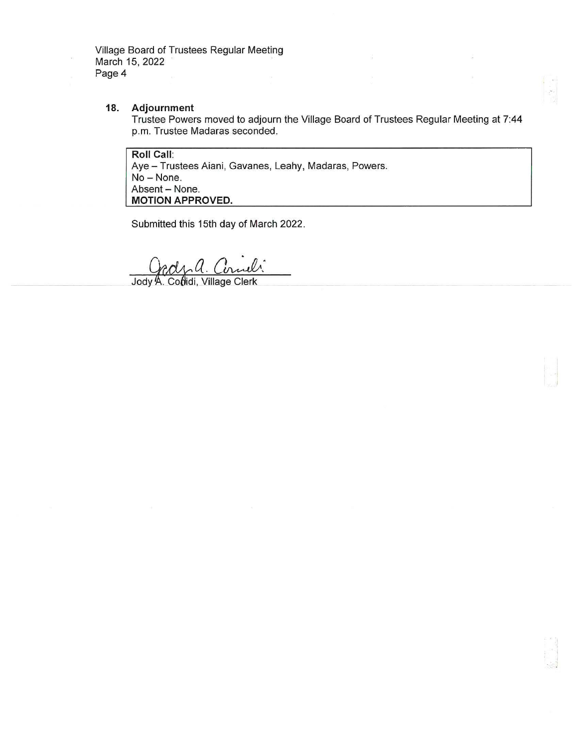## 18. Adjournment

Trustee Powers moved to adjourn the Village Board of Trustees Regular Meeting at 7:44 p.m. Trustee Madaras seconded.

**Roll Call**:
Aye – Trustees Aiani, Gavanes, Leahy, Madaras, Powers.
No – None.
Absent – None.
**MOTION APPROVED.**

Submitted this 15th day of March 2022.

Jody A. Cotidi, Village Clerk